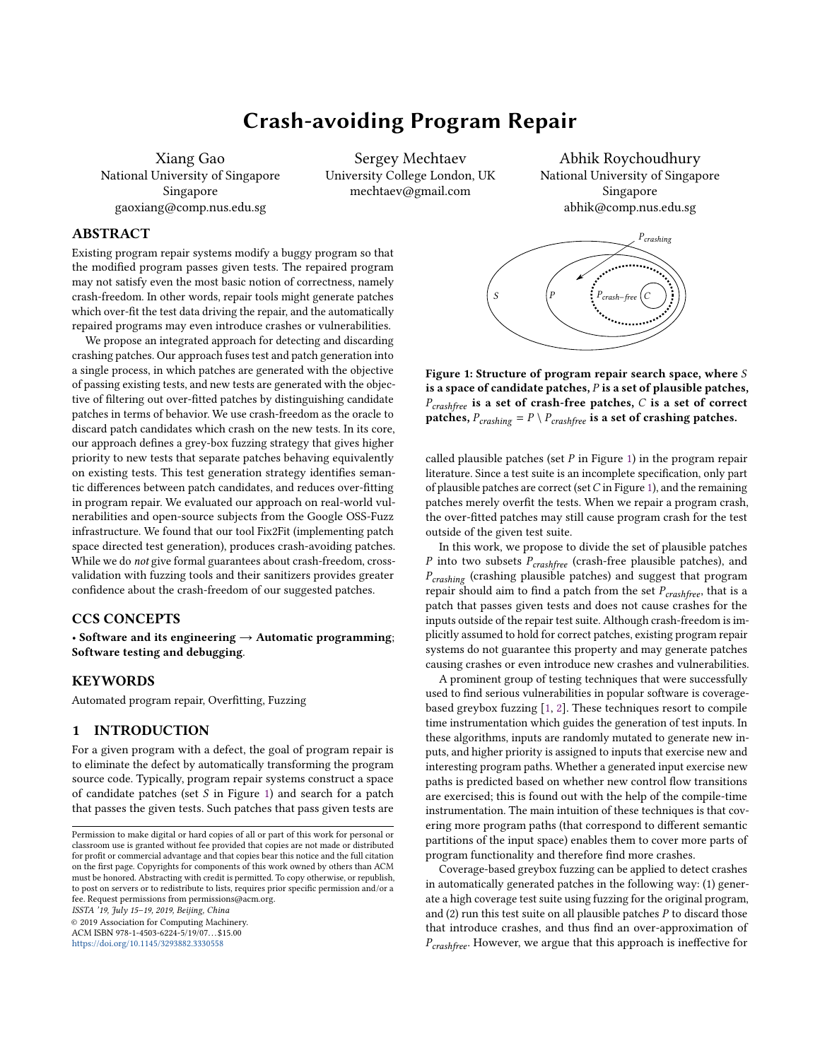# Crash-avoiding Program Repair

Xiang Gao
National University of Singapore
Singapore
gaoxiang@comp.nus.edu.sg

Sergey Mechtaev
University College London, UK
mechtaev@gmail.com

Abhik Roychoudhury
National University of Singapore
Singapore
abhik@comp.nus.edu.sg

## ABSTRACT

Existing program repair systems modify a buggy program so that the modified program passes given tests. The repaired program may not satisfy even the most basic notion of correctness, namely crash-freedom. In other words, repair tools might generate patches which over-fit the test data driving the repair, and the automatically repaired programs may even introduce crashes or vulnerabilities.

We propose an integrated approach for detecting and discarding crashing patches. Our approach fuses test and patch generation into a single process, in which patches are generated with the objective of passing existing tests, and new tests are generated with the objective of filtering out over-fitted patches by distinguishing candidate patches in terms of behavior. We use crash-freedom as the oracle to discard patch candidates which crash on the new tests. In its core, our approach defines a grey-box fuzzing strategy that gives higher priority to new tests that separate patches behaving equivalently on existing tests. This test generation strategy identifies semantic differences between patch candidates, and reduces over-fitting in program repair. We evaluated our approach on real-world vulnerabilities and open-source subjects from the Google OSS-Fuzz infrastructure. We found that our tool Fix2Fit (implementing patch space directed test generation), produces crash-avoiding patches. While we do *not* give formal guarantees about crash-freedom, cross-validation with fuzzing tools and their sanitizers provides greater confidence about the crash-freedom of our suggested patches.

## CCS CONCEPTS

• **Software and its engineering** → **Automatic programming**; **Software testing and debugging**.

## KEYWORDS

Automated program repair, Overfitting, Fuzzing

## 1 INTRODUCTION

For a given program with a defect, the goal of program repair is to eliminate the defect by automatically transforming the program source code. Typically, program repair systems construct a space of candidate patches (set $S$ in Figure 1) and search for a patch that passes the given tests. Such patches that pass given tests are called plausible patches (set $P$ in Figure 1) in the program repair literature. Since a test suite is an incomplete specification, only part of plausible patches are correct (set $C$ in Figure 1), and the remaining patches merely overfit the tests. When we repair a program crash, the over-fitted patches may still cause program crash for the test outside of the given test suite.

**Figure 1: Structure of program repair search space, where $S$ is a space of candidate patches, $P$ is a set of plausible patches, $P_{crashfree}$ is a set of crash-free patches, $C$ is a set of correct patches, $P_{crashing} = P \setminus P_{crashfree}$ is a set of crashing patches.**

In this work, we propose to divide the set of plausible patches $P$ into two subsets $P_{crashfree}$ (crash-free plausible patches), and $P_{crashing}$ (crashing plausible patches) and suggest that program repair should aim to find a patch from the set $P_{crashfree}$, that is a patch that passes given tests and does not cause crashes for the inputs outside of the repair test suite. Although crash-freedom is implicitly assumed to hold for correct patches, existing program repair systems do not guarantee this property and may generate patches causing crashes or even introduce new crashes and vulnerabilities.

A prominent group of testing techniques that were successfully used to find serious vulnerabilities in popular software is coverage-based greybox fuzzing [1, 2]. These techniques resort to compile time instrumentation which guides the generation of test inputs. In these algorithms, inputs are randomly mutated to generate new inputs, and higher priority is assigned to inputs that exercise new and interesting program paths. Whether a generated input exercise new paths is predicted based on whether new control flow transitions are exercised; this is found out with the help of the compile-time instrumentation. The main intuition of these techniques is that covering more program paths (that correspond to different semantic partitions of the input space) enables them to cover more parts of program functionality and therefore find more crashes.

Coverage-based greybox fuzzing can be applied to detect crashes in automatically generated patches in the following way: (1) generate a high coverage test suite using fuzzing for the original program, and (2) run this test suite on all plausible patches $P$ to discard those that introduce crashes, and thus find an over-approximation of $P_{crashfree}$. However, we argue that this approach is ineffective for

Permission to make digital or hard copies of all or part of this work for personal or classroom use is granted without fee provided that copies are not made or distributed for profit or commercial advantage and that copies bear this notice and the full citation on the first page. Copyrights for components of this work owned by others than ACM must be honored. Abstracting with credit is permitted. To copy otherwise, or republish, to post on servers or to redistribute to lists, requires prior specific permission and/or a fee. Request permissions from permissions@acm.org.
*ISSTA '19, July 15–19, 2019, Beijing, China*
© 2019 Association for Computing Machinery.
ACM ISBN 978-1-4503-6224-5/19/07...$15.00
https://doi.org/10.1145/3293882.3330558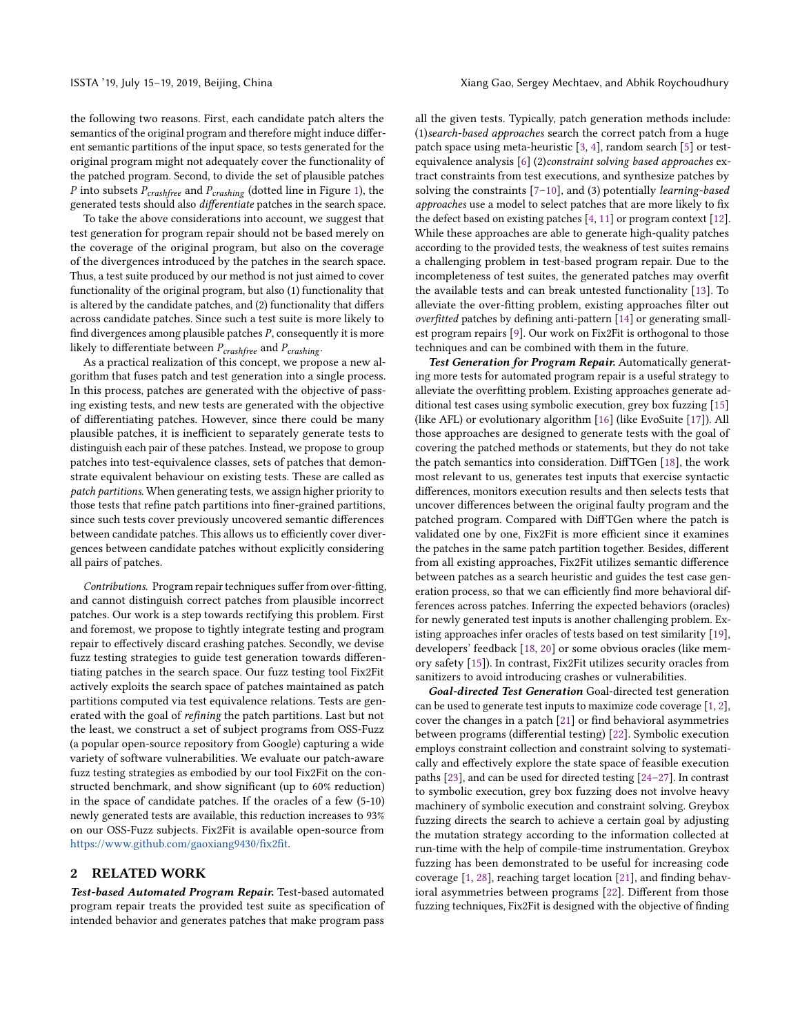the following two reasons. First, each candidate patch alters the semantics of the original program and therefore might induce different semantic partitions of the input space, so tests generated for the original program might not adequately cover the functionality of the patched program. Second, to divide the set of plausible patches $P$ into subsets $P_{crashfree}$ and $P_{crashing}$ (dotted line in Figure 1), the generated tests should also *differentiate* patches in the search space.

To take the above considerations into account, we suggest that test generation for program repair should not be based merely on the coverage of the original program, but also on the coverage of the divergences introduced by the patches in the search space. Thus, a test suite produced by our method is not just aimed to cover functionality of the original program, but also (1) functionality that is altered by the candidate patches, and (2) functionality that differs across candidate patches. Since such a test suite is more likely to find divergences among plausible patches $P$, consequently it is more likely to differentiate between $P_{crashfree}$ and $P_{crashing}$.

As a practical realization of this concept, we propose a new algorithm that fuses patch and test generation into a single process. In this process, patches are generated with the objective of passing existing tests, and new tests are generated with the objective of differentiating patches. However, since there could be many plausible patches, it is inefficient to separately generate tests to distinguish each pair of these patches. Instead, we propose to group patches into test-equivalence classes, sets of patches that demonstrate equivalent behaviour on existing tests. These are called as *patch partitions*. When generating tests, we assign higher priority to those tests that refine patch partitions into finer-grained partitions, since such tests cover previously uncovered semantic differences between candidate patches. This allows us to efficiently cover divergences between candidate patches without explicitly considering all pairs of patches.

*Contributions.* Program repair techniques suffer from over-fitting, and cannot distinguish correct patches from plausible incorrect patches. Our work is a step towards rectifying this problem. First and foremost, we propose to tightly integrate testing and program repair to effectively discard crashing patches. Secondly, we devise fuzz testing strategies to guide test generation towards differentiating patches in the search space. Our fuzz testing tool Fix2Fit actively exploits the search space of patches maintained as patch partitions computed via test equivalence relations. Tests are generated with the goal of *refining* the patch partitions. Last but not the least, we construct a set of subject programs from OSS-Fuzz (a popular open-source repository from Google) capturing a wide variety of software vulnerabilities. We evaluate our patch-aware fuzz testing strategies as embodied by our tool Fix2Fit on the constructed benchmark, and show significant (up to 60% reduction) in the space of candidate patches. If the oracles of a few (5-10) newly generated tests are available, this reduction increases to 93% on our OSS-Fuzz subjects. Fix2Fit is available open-source from https://www.github.com/gaoxiang9430/fix2fit.

## 2 RELATED WORK

***Test-based Automated Program Repair.*** Test-based automated program repair treats the provided test suite as specification of intended behavior and generates patches that make program pass all the given tests. Typically, patch generation methods include: (1)*search-based approaches* search the correct patch from a huge patch space using meta-heuristic [3, 4], random search [5] or test-equivalence analysis [6] (2)*constraint solving based approaches* extract constraints from test executions, and synthesize patches by solving the constraints [7–10], and (3) potentially *learning-based approaches* use a model to select patches that are more likely to fix the defect based on existing patches [4, 11] or program context [12]. While these approaches are able to generate high-quality patches according to the provided tests, the weakness of test suites remains a challenging problem in test-based program repair. Due to the incompleteness of test suites, the generated patches may overfit the available tests and can break untested functionality [13]. To alleviate the over-fitting problem, existing approaches filter out *overfitted* patches by defining anti-pattern [14] or generating smallest program repairs [9]. Our work on Fix2Fit is orthogonal to those techniques and can be combined with them in the future.

***Test Generation for Program Repair.*** Automatically generating more tests for automated program repair is a useful strategy to alleviate the overfitting problem. Existing approaches generate additional test cases using symbolic execution, grey box fuzzing [15] (like AFL) or evolutionary algorithm [16] (like EvoSuite [17]). All those approaches are designed to generate tests with the goal of covering the patched methods or statements, but they do not take the patch semantics into consideration. DiffTGen [18], the work most relevant to us, generates test inputs that exercise syntactic differences, monitors execution results and then selects tests that uncover differences between the original faulty program and the patched program. Compared with DiffTGen where the patch is validated one by one, Fix2Fit is more efficient since it examines the patches in the same patch partition together. Besides, different from all existing approaches, Fix2Fit utilizes semantic difference between patches as a search heuristic and guides the test case generation process, so that we can efficiently find more behavioral differences across patches. Inferring the expected behaviors (oracles) for newly generated test inputs is another challenging problem. Existing approaches infer oracles of tests based on test similarity [19], developers' feedback [18, 20] or some obvious oracles (like memory safety [15]). In contrast, Fix2Fit utilizes security oracles from sanitizers to avoid introducing crashes or vulnerabilities.

***Goal-directed Test Generation*** Goal-directed test generation can be used to generate test inputs to maximize code coverage [1, 2], cover the changes in a patch [21] or find behavioral asymmetries between programs (differential testing) [22]. Symbolic execution employs constraint collection and constraint solving to systematically and effectively explore the state space of feasible execution paths [23], and can be used for directed testing [24–27]. In contrast to symbolic execution, grey box fuzzing does not involve heavy machinery of symbolic execution and constraint solving. Greybox fuzzing directs the search to achieve a certain goal by adjusting the mutation strategy according to the information collected at run-time with the help of compile-time instrumentation. Greybox fuzzing has been demonstrated to be useful for increasing code coverage [1, 28], reaching target location [21], and finding behavioral asymmetries between programs [22]. Different from those fuzzing techniques, Fix2Fit is designed with the objective of finding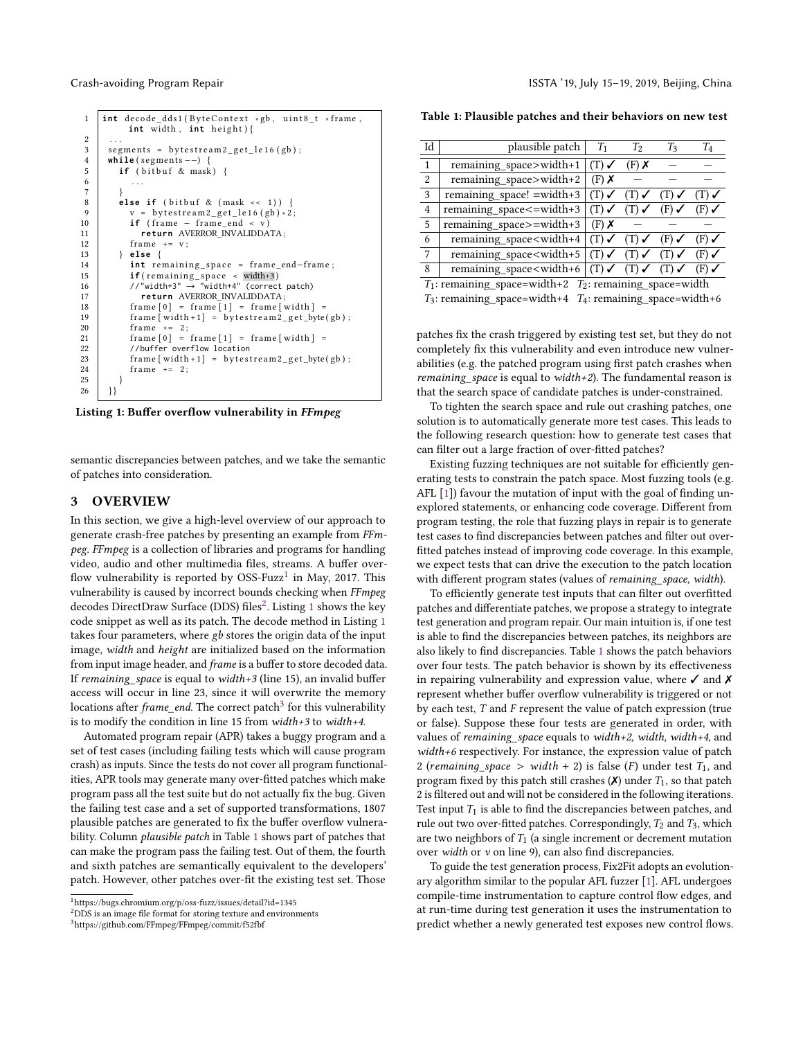```c
int decode_dds1(ByteContext *gb, uint8_t *frame,
    int width, int height){
  ...
  segments = bytestream2_get_le16(gb);
  while(segments--) {
    if (bitbuf & mask) {
      ...
    }
    else if (bitbuf & (mask << 1)) {
      v = bytestream2_get_le16(gb)*2;
      if (frame - frame_end < v)
        return AVERROR_INVALIDDATA;
      frame += v;
    } else {
      int remaining_space = frame_end-frame;
      if(remaining_space < width+3)
      //"width+3" -> "width+4" (correct patch)
        return AVERROR_INVALIDDATA;
      frame[0] = frame[1] = frame[width] =
      frame[width+1] = bytestream2_get_byte(gb);
      frame += 2;
      frame[0] = frame[1] = frame[width] =
      //buffer overflow location
      frame[width+1] = bytestream2_get_byte(gb);
      frame += 2;
    }
  }}
```

**Listing 1: Buffer overflow vulnerability in *FFmpeg***

semantic discrepancies between patches, and we take the semantic of patches into consideration.

## 3 OVERVIEW

In this section, we give a high-level overview of our approach to generate crash-free patches by presenting an example from *FFmpeg*. *FFmpeg* is a collection of libraries and programs for handling video, audio and other multimedia files, streams. A buffer overflow vulnerability is reported by OSS-Fuzz[1] in May, 2017. This vulnerability is caused by incorrect bounds checking when *FFmpeg* decodes DirectDraw Surface (DDS) files[2]. Listing 1 shows the key code snippet as well as its patch. The decode method in Listing 1 takes four parameters, where *gb* stores the origin data of the input image, *width* and *height* are initialized based on the information from input image header, and *frame* is a buffer to store decoded data. If *remaining_space* is equal to *width+3* (line 15), an invalid buffer access will occur in line 23, since it will overwrite the memory locations after *frame_end*. The correct patch[3] for this vulnerability is to modify the condition in line 15 from *width+3* to *width+4*.

Automated program repair (APR) takes a buggy program and a set of test cases (including failing tests which will cause program crash) as inputs. Since the tests do not cover all program functionalities, APR tools may generate many over-fitted patches which make program pass all the test suite but do not actually fix the bug. Given the failing test case and a set of supported transformations, 1807 plausible patches are generated to fix the buffer overflow vulnerability. Column *plausible patch* in Table 1 shows part of patches that can make the program pass the failing test. Out of them, the fourth and sixth patches are semantically equivalent to the developers' patch. However, other patches over-fit the existing test set. Those

[1] https://bugs.chromium.org/p/oss-fuzz/issues/detail?id=1345

[2] DDS is an image file format for storing texture and environments

[3] https://github.com/FFmpeg/FFmpeg/commit/f52fbf

**Table 1: Plausible patches and their behaviors on new test**

| Id | plausible patch | $T_1$ | $T_2$ | $T_3$ | $T_4$ |
|---|---|---|---|---|---|
| 1 | remaining_space>width+1 | (T) ✓ | (F) ✗ | – | – |
| 2 | remaining_space>width+2 | (F) ✗ | – | – | – |
| 3 | remaining_space! =width+3 | (T) ✓ | (T) ✓ | (T) ✓ | (T) ✓ |
| 4 | remaining_space<=width+3 | (T) ✓ | (T) ✓ | (F) ✓ | (F) ✓ |
| 5 | remaining_space>=width+3 | (F) ✗ | – | – | – |
| 6 | remaining_space<width+4 | (T) ✓ | (T) ✓ | (F) ✓ | (F) ✓ |
| 7 | remaining_space<width+5 | (T) ✓ | (T) ✓ | (T) ✓ | (F) ✓ |
| 8 | remaining_space<width+6 | (T) ✓ | (T) ✓ | (T) ✓ | (F) ✓ |

$T_1$: remaining_space=width+2 $T_2$: remaining_space=width
$T_3$: remaining_space=width+4 $T_4$: remaining_space=width+6

patches fix the crash triggered by existing test set, but they do not completely fix this vulnerability and even introduce new vulnerabilities (e.g. the patched program using first patch crashes when *remaining_space* is equal to *width+2*). The fundamental reason is that the search space of candidate patches is under-constrained.

To tighten the search space and rule out crashing patches, one solution is to automatically generate more test cases. This leads to the following research question: how to generate test cases that can filter out a large fraction of over-fitted patches?

Existing fuzzing techniques are not suitable for efficiently generating tests to constrain the patch space. Most fuzzing tools (e.g. AFL [1]) favour the mutation of input with the goal of finding unexplored statements, or enhancing code coverage. Different from program testing, the role that fuzzing plays in repair is to generate test cases to find discrepancies between patches and filter out over-fitted patches instead of improving code coverage. In this example, we expect tests that can drive the execution to the patch location with different program states (values of *remaining_space*, *width*).

To efficiently generate test inputs that can filter out overfitted patches and differentiate patches, we propose a strategy to integrate test generation and program repair. Our main intuition is, if one test is able to find the discrepancies between patches, its neighbors are also likely to find discrepancies. Table 1 shows the patch behaviors over four tests. The patch behavior is shown by its effectiveness in repairing vulnerability and expression value, where ✓ and ✗ represent whether buffer overflow vulnerability is triggered or not by each test, *T* and *F* represent the value of patch expression (true or false). Suppose these four tests are generated in order, with values of *remaining_space* equals to *width+2, width, width+4*, and *width+6* respectively. For instance, the expression value of patch 2 (*remaining_space > width + 2*) is false (*F*) under test $T_1$, and program fixed by this patch still crashes (✗) under $T_1$, so that patch 2 is filtered out and will not be considered in the following iterations. Test input $T_1$ is able to find the discrepancies between patches, and rule out two over-fitted patches. Correspondingly, $T_2$ and $T_3$, which are two neighbors of $T_1$ (a single increment or decrement mutation over *width* or *v* on line 9), can also find discrepancies.

To guide the test generation process, Fix2Fit adopts an evolutionary algorithm similar to the popular AFL fuzzer [1]. AFL undergoes compile-time instrumentation to capture control flow edges, and at run-time during test generation it uses the instrumentation to predict whether a newly generated test exposes new control flows.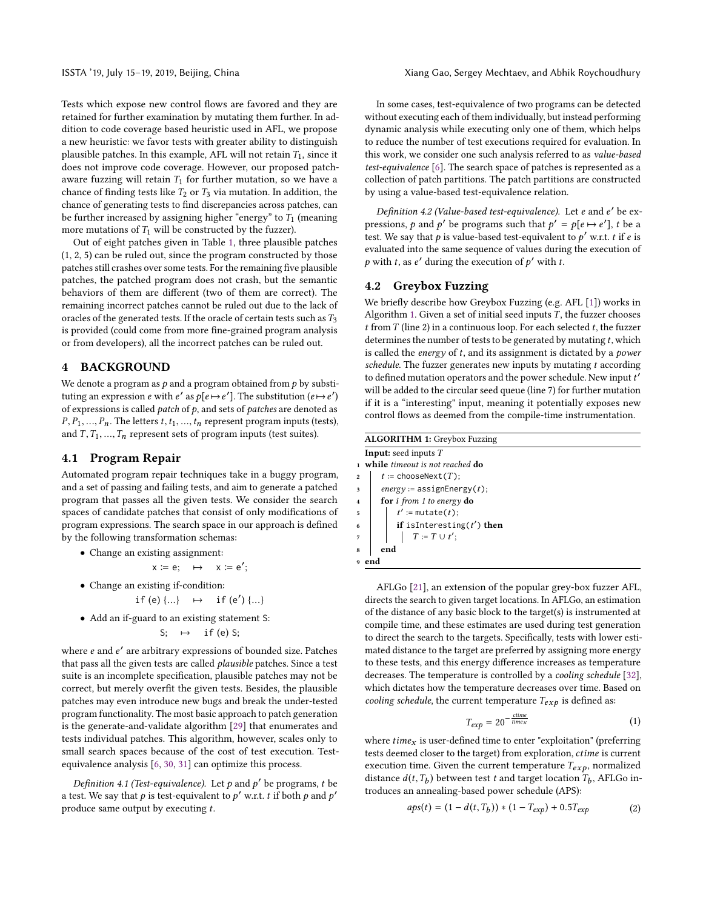Tests which expose new control flows are favored and they are retained for further examination by mutating them further. In addition to code coverage based heuristic used in AFL, we propose a new heuristic: we favor tests with greater ability to distinguish plausible patches. In this example, AFL will not retain $T_1$, since it does not improve code coverage. However, our proposed patch-aware fuzzing will retain $T_1$ for further mutation, so we have a chance of finding tests like $T_2$ or $T_3$ via mutation. In addition, the chance of generating tests to find discrepancies across patches, can be further increased by assigning higher "energy" to $T_1$ (meaning more mutations of $T_1$ will be constructed by the fuzzer).

Out of eight patches given in Table 1, three plausible patches (1, 2, 5) can be ruled out, since the program constructed by those patches still crashes over some tests. For the remaining five plausible patches, the patched program does not crash, but the semantic behaviors of them are different (two of them are correct). The remaining incorrect patches cannot be ruled out due to the lack of oracles of the generated tests. If the oracle of certain tests such as $T_3$ is provided (could come from more fine-grained program analysis or from developers), all the incorrect patches can be ruled out.

## 4 BACKGROUND

We denote a program as $p$ and a program obtained from $p$ by substituting an expression $e$ with $e'$ as $p[e \mapsto e']$. The substitution $(e \mapsto e')$ of expressions is called *patch* of $p$, and sets of *patches* are denoted as $P, P_1, ..., P_n$. The letters $t, t_1, ..., t_n$ represent program inputs (tests), and $T, T_1, ..., T_n$ represent sets of program inputs (test suites).

### 4.1 Program Repair

Automated program repair techniques take in a buggy program, and a set of passing and failing tests, and aim to generate a patched program that passes all the given tests. We consider the search spaces of candidate patches that consist of only modifications of program expressions. The search space in our approach is defined by the following transformation schemas:

- Change an existing assignment:

  `x := e;   ↦   x := e';`

- Change an existing if-condition:

  `if (e) {...}   ↦   if (e') {...}`

- Add an if-guard to an existing statement S:

  `S;   ↦   if (e) S;`

where $e$ and $e'$ are arbitrary expressions of bounded size. Patches that pass all the given tests are called *plausible* patches. Since a test suite is an incomplete specification, plausible patches may not be correct, but merely overfit the given tests. Besides, the plausible patches may even introduce new bugs and break the under-tested program functionality. The most basic approach to patch generation is the generate-and-validate algorithm [29] that enumerates and tests individual patches. This algorithm, however, scales only to small search spaces because of the cost of test execution. Test-equivalence analysis [6, 30, 31] can optimize this process.

*Definition 4.1 (Test-equivalence).* Let $p$ and $p'$ be programs, $t$ be a test. We say that $p$ is test-equivalent to $p'$ w.r.t. $t$ if both $p$ and $p'$ produce same output by executing $t$.

In some cases, test-equivalence of two programs can be detected without executing each of them individually, but instead performing dynamic analysis while executing only one of them, which helps to reduce the number of test executions required for evaluation. In this work, we consider one such analysis referred to as *value-based test-equivalence* [6]. The search space of patches is represented as a collection of patch partitions. The patch partitions are constructed by using a value-based test-equivalence relation.

*Definition 4.2 (Value-based test-equivalence).* Let $e$ and $e'$ be expressions, $p$ and $p'$ be programs such that $p' = p[e \mapsto e']$, $t$ be a test. We say that $p$ is value-based test-equivalent to $p'$ w.r.t. $t$ if $e$ is evaluated into the same sequence of values during the execution of $p$ with $t$, as $e'$ during the execution of $p'$ with $t$.

### 4.2 Greybox Fuzzing

We briefly describe how Greybox Fuzzing (e.g. AFL [1]) works in Algorithm 1. Given a set of initial seed inputs $T$, the fuzzer chooses $t$ from $T$ (line 2) in a continuous loop. For each selected $t$, the fuzzer determines the number of tests to be generated by mutating $t$, which is called the *energy* of $t$, and its assignment is dictated by a *power schedule*. The fuzzer generates new inputs by mutating $t$ according to defined mutation operators and the power schedule. New input $t'$ will be added to the circular seed queue (line 7) for further mutation if it is a "interesting" input, meaning it potentially exposes new control flows as deemed from the compile-time instrumentation.

**ALGORITHM 1:** Greybox Fuzzing

```
  Input: seed inputs T
1 while timeout is not reached do
2     t := chooseNext(T);
3     energy := assignEnergy(t);
4     for i from 1 to energy do
5         t' := mutate(t);
6         if isInteresting(t') then
7             T := T ∪ t';
8     end
9 end
```

AFLGo [21], an extension of the popular grey-box fuzzer AFL, directs the search to given target locations. In AFLGo, an estimation of the distance of any basic block to the target(s) is instrumented at compile time, and these estimates are used during test generation to direct the search to the targets. Specifically, tests with lower estimated distance to the target are preferred by assigning more energy to these tests, and this energy difference increases as temperature decreases. The temperature is controlled by a *cooling schedule* [32], which dictates how the temperature decreases over time. Based on *cooling schedule*, the current temperature $T_{exp}$ is defined as:

$$T_{exp} = 20^{-\frac{ctime}{time_x}} \tag{1}$$

where $time_x$ is user-defined time to enter "exploitation" (preferring tests deemed closer to the target) from exploration, $ctime$ is current execution time. Given the current temperature $T_{exp}$, normalized distance $d(t, T_b)$ between test $t$ and target location $T_b$, AFLGo introduces an annealing-based power schedule (APS):

$$aps(t) = (1 - d(t, T_b)) * (1 - T_{exp}) + 0.5T_{exp} \tag{2}$$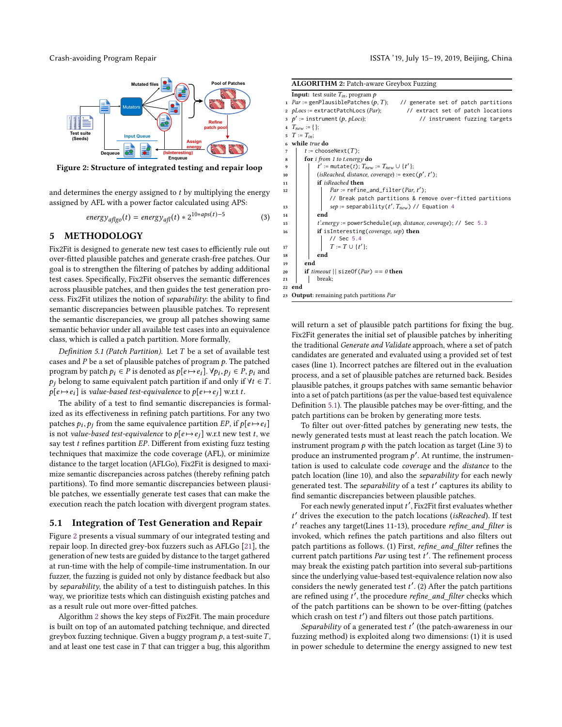Figure 2: Structure of integrated testing and repair loop

and determines the energy assigned to $t$ by multiplying the energy assigned by AFL with a power factor calculated using APS:

$$energy_{aflgo}(t) = energy_{afl}(t) * 2^{10*aps(t)-5} \quad (3)$$

## 5 METHODOLOGY

Fix2Fit is designed to generate new test cases to efficiently rule out over-fitted plausible patches and generate crash-free patches. Our goal is to strengthen the filtering of patches by adding additional test cases. Specifically, Fix2Fit observes the semantic differences across plausible patches, and then guides the test generation process. Fix2Fit utilizes the notion of *separability*: the ability to find semantic discrepancies between plausible patches. To represent the semantic discrepancies, we group all patches showing same semantic behavior under all available test cases into an equivalence class, which is called a patch partition. More formally,

*Definition 5.1 (Patch Partition).* Let $T$ be a set of available test cases and $P$ be a set of plausible patches of program $p$. The patched program by patch $p_i \in P$ is denoted as $p[e \mapsto e_i]$. $\forall p_i, p_j \in P$, $p_i$ and $p_j$ belong to same equivalent patch partition if and only if $\forall t \in T$. $p[e \mapsto e_i]$ is *value-based test-equivalence* to $p[e \mapsto e_j]$ w.r.t $t$.

The ability of a test to find semantic discrepancies is formalized as its effectiveness in refining patch partitions. For any two patches $p_i, p_j$ from the same equivalence partition $EP$, if $p[e \mapsto e_i]$ is not *value-based test-equivalence* to $p[e \mapsto e_j]$ w.r.t new test $t$, we say test $t$ refines partition $EP$. Different from existing fuzz testing techniques that maximize the code coverage (AFL), or minimize distance to the target location (AFLGo), Fix2Fit is designed to maximize semantic discrepancies across patches (thereby refining patch partitions). To find more semantic discrepancies between plausible patches, we essentially generate test cases that can make the execution reach the patch location with divergent program states.

### 5.1 Integration of Test Generation and Repair

Figure 2 presents a visual summary of our integrated testing and repair loop. In directed grey-box fuzzers such as AFLGo [21], the generation of new tests are guided by distance to the target gathered at run-time with the help of compile-time instrumentation. In our fuzzer, the fuzzing is guided not only by distance feedback but also by *separability*, the ability of a test to distinguish patches. In this way, we prioritize tests which can distinguish existing patches and as a result rule out more over-fitted patches.

Algorithm 2 shows the key steps of Fix2Fit. The main procedure is built on top of an automated patching technique, and directed greybox fuzzing technique. Given a buggy program $p$, a test-suite $T$, and at least one test case in $T$ that can trigger a bug, this algorithm

**ALGORITHM 2:** Patch-aware Greybox Fuzzing

```
Input: test suite T_in, program p
1  Par := genPlausiblePatches (p, T);   // generate set of patch partitions
2  pLocs := extractPatchLocs (Par);     // extract set of patch locations
3  p' := instrument (p, pLocs);         // instrument fuzzing targets
4  T_new := {};
5  T := T_in;
6  while true do
7      t := chooseNext(T);
8      for i from 1 to t.energy do
9          t' := mutate(t); T_new := T_new ∪ {t'};
10         (isReached, distance, coverage) := exec(p', t');
11         if isReached then
12             Par := refine_and_filter(Par, t');
               // Break patch partitions & remove over-fitted partitions
13             sep := separability(t', T_new) // Equation 4
14         end
15         t'.energy := powerSchedule(sep, distance, coverage); // Sec 5.3
16         if isInteresting(coverage, sep) then
               // Sec 5.4
17             T := T ∪ {t'};
18         end
19     end
20     if timeout || sizeOf(Par) == 0 then
21         break;
22 end
23 Output: remaining patch partitions Par
```

will return a set of plausible patch partitions for fixing the bug. Fix2Fit generates the initial set of plausible patches by inheriting the traditional *Generate and Validate* approach, where a set of patch candidates are generated and evaluated using a provided set of test cases (line 1). Incorrect patches are filtered out in the evaluation process, and a set of plausible patches are returned back. Besides plausible patches, it groups patches with same semantic behavior into a set of patch partitions (as per the value-based test equivalence Definition 5.1). The plausible patches may be over-fitting, and the patch partitions can be broken by generating more tests.

To filter out over-fitted patches by generating new tests, the newly generated tests must at least reach the patch location. We instrument program $p$ with the patch location as target (Line 3) to produce an instrumented program $p'$. At runtime, the instrumentation is used to calculate code *coverage* and the *distance* to the patch location (line 10), and also the *separability* for each newly generated test. The *separability* of a test $t'$ captures its ability to find semantic discrepancies between plausible patches.

For each newly generated input $t'$, Fix2Fit first evaluates whether $t'$ drives the execution to the patch locations (*isReached*). If test $t'$ reaches any target(Lines 11-13), procedure *refine_and_filter* is invoked, which refines the patch partitions and also filters out patch partitions as follows. (1) First, *refine_and_filter* refines the current patch partitions *Par* using test $t'$. The refinement process may break the existing patch partition into several sub-partitions since the underlying value-based test-equivalence relation now also considers the newly generated test $t'$. (2) After the patch partitions are refined using $t'$, the procedure *refine_and_filter* checks which of the patch partitions can be shown to be over-fitting (patches which crash on test $t'$) and filters out those patch partitions.

*Separability* of a generated test $t'$ (the patch-awareness in our fuzzing method) is exploited along two dimensions: (1) it is used in power schedule to determine the energy assigned to new test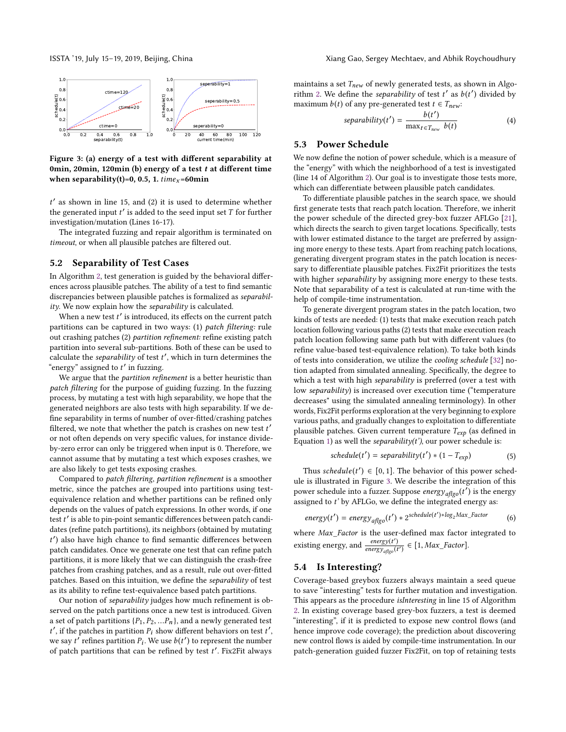Figure 3: (a) energy of a test with different separability at 0min, 20min, 120min (b) energy of a test $t$ at different time when separability(t)=0, 0.5, 1. $time_x$=60min

$t'$ as shown in line 15, and (2) it is used to determine whether the generated input $t'$ is added to the seed input set $T$ for further investigation/mutation (Lines 16-17).

The integrated fuzzing and repair algorithm is terminated on *timeout*, or when all plausible patches are filtered out.

## 5.2 Separability of Test Cases

In Algorithm 2, test generation is guided by the behavioral differences across plausible patches. The ability of a test to find semantic discrepancies between plausible patches is formalized as *separability*. We now explain how the *separability* is calculated.

When a new test $t'$ is introduced, its effects on the current patch partitions can be captured in two ways: (1) *patch filtering:* rule out crashing patches (2) *partition refinement:* refine existing patch partition into several sub-partitions. Both of these can be used to calculate the *separability* of test $t'$, which in turn determines the "energy" assigned to $t'$ in fuzzing.

We argue that the *partition refinement* is a better heuristic than *patch filtering* for the purpose of guiding fuzzing. In the fuzzing process, by mutating a test with high separability, we hope that the generated neighbors are also tests with high separability. If we define separability in terms of number of over-fitted/crashing patches filtered, we note that whether the patch is crashes on new test $t'$ or not often depends on very specific values, for instance divide-by-zero error can only be triggered when input is 0. Therefore, we cannot assume that by mutating a test which exposes crashes, we are also likely to get tests exposing crashes.

Compared to *patch filtering*, *partition refinement* is a smoother metric, since the patches are grouped into partitions using test-equivalence relation and whether partitions can be refined only depends on the values of patch expressions. In other words, if one test $t'$ is able to pin-point semantic differences between patch candidates (refine patch partitions), its neighbors (obtained by mutating $t'$) also have high chance to find semantic differences between patch candidates. Once we generate one test that can refine patch partitions, it is more likely that we can distinguish the crash-free patches from crashing patches, and as a result, rule out over-fitted patches. Based on this intuition, we define the *separability* of test as its ability to refine test-equivalence based patch partitions.

Our notion of *separability* judges how much refinement is observed on the patch partitions once a new test is introduced. Given a set of patch partitions $\{P_1, P_2, ...P_n\}$, and a newly generated test $t'$, if the patches in partition $P_i$ show different behaviors on test $t'$, we say $t'$ refines partition $P_i$. We use $b(t')$ to represent the number of patch partitions that can be refined by test $t'$. Fix2Fit always maintains a set $T_{new}$ of newly generated tests, as shown in Algorithm 2. We define the *separability* of test $t'$ as $b(t')$ divided by maximum $b(t)$ of any pre-generated test $t \in T_{new}$:

$$separability(t') = \frac{b(t')}{\max_{t \in T_{new}} b(t)} \tag{4}$$

## 5.3 Power Schedule

We now define the notion of power schedule, which is a measure of the "energy" with which the neighborhood of a test is investigated (line 14 of Algorithm 2). Our goal is to investigate those tests more, which can differentiate between plausible patch candidates.

To differentiate plausible patches in the search space, we should first generate tests that reach patch location. Therefore, we inherit the power schedule of the directed grey-box fuzzer AFLGo [21], which directs the search to given target locations. Specifically, tests with lower estimated distance to the target are preferred by assigning more energy to these tests. Apart from reaching patch locations, generating divergent program states in the patch location is necessary to differentiate plausible patches. Fix2Fit prioritizes the tests with higher *separability* by assigning more energy to these tests. Note that separability of a test is calculated at run-time with the help of compile-time instrumentation.

To generate divergent program states in the patch location, two kinds of tests are needed: (1) tests that make execution reach patch location following various paths (2) tests that make execution reach patch location following same path but with different values (to refine value-based test-equivalence relation). To take both kinds of tests into consideration, we utilize the *cooling schedule* [32] notion adapted from simulated annealing. Specifically, the degree to which a test with high *separability* is preferred (over a test with low *separability*) is increased over execution time ("temperature decreases" using the simulated annealing terminology). In other words, Fix2Fit performs exploration at the very beginning to explore various paths, and gradually changes to exploitation to differentiate plausible patches. Given current temperature $T_{exp}$ (as defined in Equation 1) as well the *separability(t')*, our power schedule is:

$$schedule(t') = separability(t') * (1 - T_{exp}) \tag{5}$$

Thus $schedule(t') \in [0, 1]$. The behavior of this power schedule is illustrated in Figure 3. We describe the integration of this power schedule into a fuzzer. Suppose $energy_{aflgo}(t')$ is the energy assigned to $t'$ by AFLGo, we define the integrated energy as:

$$energy(t') = energy_{aflgo}(t') * 2^{schedule(t') * log_2 Max\_Factor} \tag{6}$$

where $Max\_Factor$ is the user-defined max factor integrated to existing energy, and $\frac{energy(t')}{energy_{aflgo}(t')} \in [1, Max\_Factor]$.

## 5.4 Is Interesting?

Coverage-based greybox fuzzers always maintain a seed queue to save "interesting" tests for further mutation and investigation. This appears as the procedure *isInteresting* in line 15 of Algorithm 2. In existing coverage based grey-box fuzzers, a test is deemed "interesting", if it is predicted to expose new control flows (and hence improve code coverage); the prediction about discovering new control flows is aided by compile-time instrumentation. In our patch-generation guided fuzzer Fix2Fit, on top of retaining tests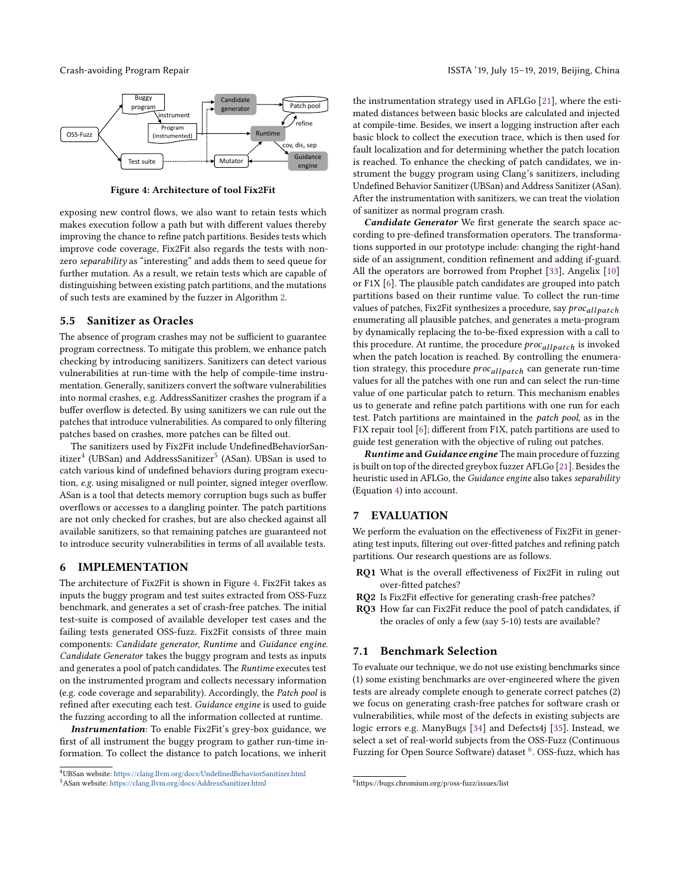Figure 4: Architecture of tool Fix2Fit

exposing new control flows, we also want to retain tests which makes execution follow a path but with different values thereby improving the chance to refine patch partitions. Besides tests which improve code coverage, Fix2Fit also regards the tests with non-zero *separability* as "interesting" and adds them to seed queue for further mutation. As a result, we retain tests which are capable of distinguishing between existing patch partitions, and the mutations of such tests are examined by the fuzzer in Algorithm 2.

## 5.5 Sanitizer as Oracles

The absence of program crashes may not be sufficient to guarantee program correctness. To mitigate this problem, we enhance patch checking by introducing sanitizers. Sanitizers can detect various vulnerabilities at run-time with the help of compile-time instrumentation. Generally, sanitizers convert the software vulnerabilities into normal crashes, e.g. AddressSanitizer crashes the program if a buffer overflow is detected. By using sanitizers we can rule out the patches that introduce vulnerabilities. As compared to only filtering patches based on crashes, more patches can be filted out.

The sanitizers used by Fix2Fit include UndefinedBehaviorSanitizer[4] (UBSan) and AddressSanitizer[5] (ASan). UBSan is used to catch various kind of undefined behaviors during program execution, *e.g.* using misaligned or null pointer, signed integer overflow. ASan is a tool that detects memory corruption bugs such as buffer overflows or accesses to a dangling pointer. The patch partitions are not only checked for crashes, but are also checked against all available sanitizers, so that remaining patches are guaranteed not to introduce security vulnerabilities in terms of all available tests.

# 6 IMPLEMENTATION

The architecture of Fix2Fit is shown in Figure 4. Fix2Fit takes as inputs the buggy program and test suites extracted from OSS-Fuzz benchmark, and generates a set of crash-free patches. The initial test-suite is composed of available developer test cases and the failing tests generated OSS-fuzz. Fix2Fit consists of three main components: *Candidate generator*, *Runtime* and *Guidance engine*. *Candidate Generator* takes the buggy program and tests as inputs and generates a pool of patch candidates. The *Runtime* executes test on the instrumented program and collects necessary information (e.g. code coverage and separability). Accordingly, the *Patch pool* is refined after executing each test. *Guidance engine* is used to guide the fuzzing according to all the information collected at runtime.

***Instrumentation***: To enable Fix2Fit's grey-box guidance, we first of all instrument the buggy program to gather run-time information. To collect the distance to patch locations, we inherit the instrumentation strategy used in AFLGo [21], where the estimated distances between basic blocks are calculated and injected at compile-time. Besides, we insert a logging instruction after each basic block to collect the execution trace, which is then used for fault localization and for determining whether the patch location is reached. To enhance the checking of patch candidates, we instrument the buggy program using Clang's sanitizers, including Undefined Behavior Sanitizer (UBSan) and Address Sanitizer (ASan). After the instrumentation with sanitizers, we can treat the violation of sanitizer as normal program crash.

***Candidate Generator*** We first generate the search space according to pre-defined transformation operators. The transformations supported in our prototype include: changing the right-hand side of an assignment, condition refinement and adding if-guard. All the operators are borrowed from Prophet [33], Angelix [10] or F1X [6]. The plausible patch candidates are grouped into patch partitions based on their runtime value. To collect the run-time values of patches, Fix2Fit synthesizes a procedure, say $proc_{allpatch}$ enumerating all plausible patches, and generates a meta-program by dynamically replacing the to-be-fixed expression with a call to this procedure. At runtime, the procedure $proc_{allpatch}$ is invoked when the patch location is reached. By controlling the enumeration strategy, this procedure $proc_{allpatch}$ can generate run-time values for all the patches with one run and can select the run-time value of one particular patch to return. This mechanism enables us to generate and refine patch partitions with one run for each test. Patch partitions are maintained in the *patch pool*, as in the F1X repair tool [6]; different from F1X, patch partitions are used to guide test generation with the objective of ruling out patches.

***Runtime* and *Guidance engine*** The main procedure of fuzzing is built on top of the directed greybox fuzzer AFLGo [21]. Besides the heuristic used in AFLGo, the *Guidance engine* also takes *separability* (Equation 4) into account.

# 7 EVALUATION

We perform the evaluation on the effectiveness of Fix2Fit in generating test inputs, filtering out over-fitted patches and refining patch partitions. Our research questions are as follows.

- **RQ1** What is the overall effectiveness of Fix2Fit in ruling out over-fitted patches?
- **RQ2** Is Fix2Fit effective for generating crash-free patches?
- **RQ3** How far can Fix2Fit reduce the pool of patch candidates, if the oracles of only a few (say 5-10) tests are available?

## 7.1 Benchmark Selection

To evaluate our technique, we do not use existing benchmarks since (1) some existing benchmarks are over-engineered where the given tests are already complete enough to generate correct patches (2) we focus on generating crash-free patches for software crash or vulnerabilities, while most of the defects in existing subjects are logic errors e.g. ManyBugs [34] and Defects4j [35]. Instead, we select a set of real-world subjects from the OSS-Fuzz (Continuous Fuzzing for Open Source Software) dataset [6]. OSS-fuzz, which has

---

[4] UBSan website: https://clang.llvm.org/docs/UndefinedBehaviorSanitizer.html

[5] ASan website: https://clang.llvm.org/docs/AddressSanitizer.html

[6] https://bugs.chromium.org/p/oss-fuzz/issues/list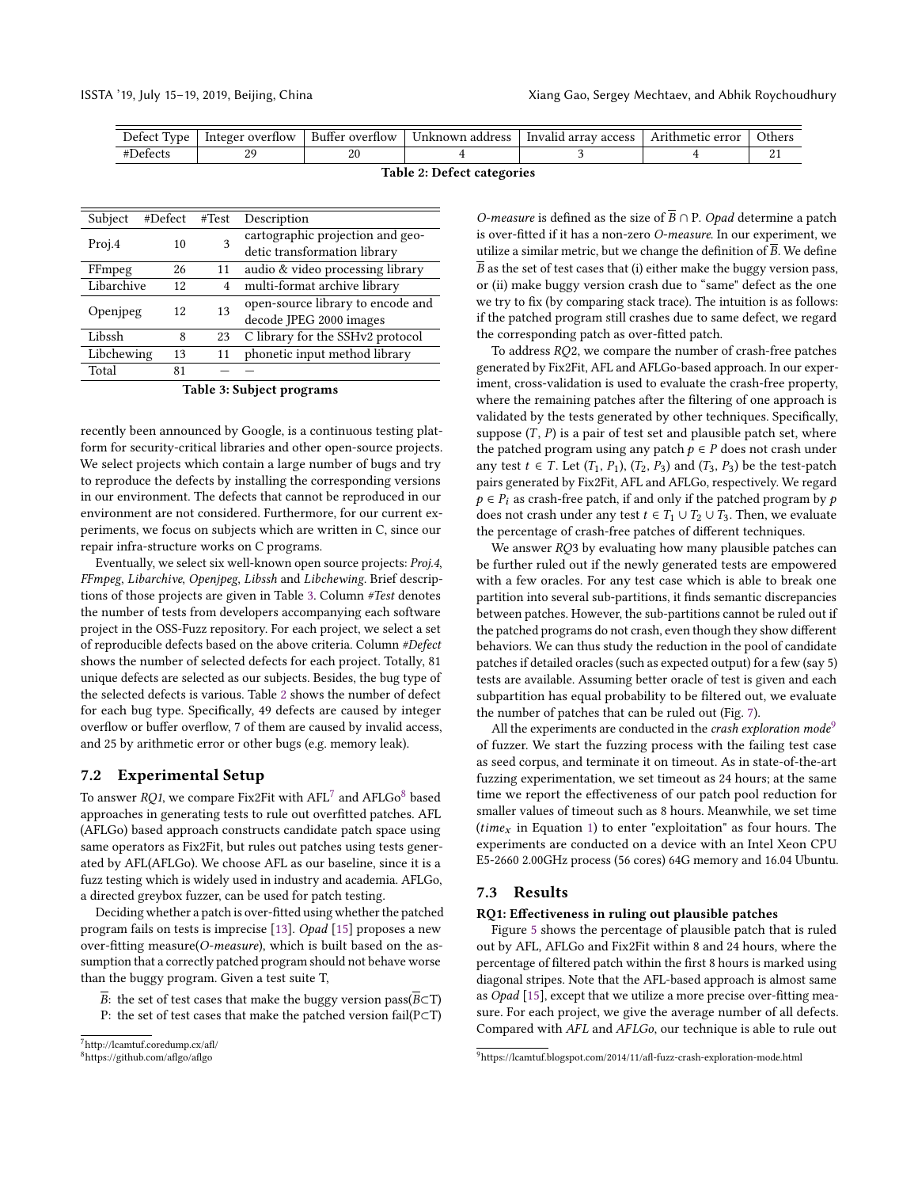| Defect Type | Integer overflow | Buffer overflow | Unknown address | Invalid array access | Arithmetic error | Others |
|---|---|---|---|---|---|---|
| #Defects | 29 | 20 | 4 | 3 | 4 | 21 |

**Table 2: Defect categories**

| Subject | #Defect | #Test | Description |
|---|---|---|---|
| Proj.4 | 10 | 3 | cartographic projection and geodetic transformation library |
| FFmpeg | 26 | 11 | audio & video processing library |
| Libarchive | 12 | 4 | multi-format archive library |
| Openjpeg | 12 | 13 | open-source library to encode and decode JPEG 2000 images |
| Libssh | 8 | 23 | C library for the SSHv2 protocol |
| Libchewing | 13 | 11 | phonetic input method library |
| Total | 81 | — | — |

**Table 3: Subject programs**

recently been announced by Google, is a continuous testing platform for security-critical libraries and other open-source projects. We select projects which contain a large number of bugs and try to reproduce the defects by installing the corresponding versions in our environment. The defects that cannot be reproduced in our environment are not considered. Furthermore, for our current experiments, we focus on subjects which are written in C, since our repair infra-structure works on C programs.

Eventually, we select six well-known open source projects: *Proj.4*, *FFmpeg*, *Libarchive*, *Openjpeg*, *Libssh* and *Libchewing*. Brief descriptions of those projects are given in Table 3. Column *#Test* denotes the number of tests from developers accompanying each software project in the OSS-Fuzz repository. For each project, we select a set of reproducible defects based on the above criteria. Column *#Defect* shows the number of selected defects for each project. Totally, 81 unique defects are selected as our subjects. Besides, the bug type of the selected defects is various. Table 2 shows the number of defect for each bug type. Specifically, 49 defects are caused by integer overflow or buffer overflow, 7 of them are caused by invalid access, and 25 by arithmetic error or other bugs (e.g. memory leak).

## 7.2 Experimental Setup

To answer *RQ1*, we compare Fix2Fit with AFL[7] and AFLGo[8] based approaches in generating tests to rule out overfitted patches. AFL (AFLGo) based approach constructs candidate patch space using same operators as Fix2Fit, but rules out patches using tests generated by AFL(AFLGo). We choose AFL as our baseline, since it is a fuzz testing which is widely used in industry and academia. AFLGo, a directed greybox fuzzer, can be used for patch testing.

Deciding whether a patch is over-fitted using whether the patched program fails on tests is imprecise [13]. *Opad* [15] proposes a new over-fitting measure(*O-measure*), which is built based on the assumption that a correctly patched program should not behave worse than the buggy program. Given a test suite T,

- $\overline{B}$: the set of test cases that make the buggy version pass($\overline{B} \subset$T)
- P: the set of test cases that make the patched version fail(P$\subset$T)

*O-measure* is defined as the size of $\overline{B} \cap$ P. *Opad* determine a patch is over-fitted if it has a non-zero *O-measure*. In our experiment, we utilize a similar metric, but we change the definition of $\overline{B}$. We define $\overline{B}$ as the set of test cases that (i) either make the buggy version pass, or (ii) make buggy version crash due to "same" defect as the one we try to fix (by comparing stack trace). The intuition is as follows: if the patched program still crashes due to same defect, we regard the corresponding patch as over-fitted patch.

To address *RQ2*, we compare the number of crash-free patches generated by Fix2Fit, AFL and AFLGo-based approach. In our experiment, cross-validation is used to evaluate the crash-free property, where the remaining patches after the filtering of one approach is validated by the tests generated by other techniques. Specifically, suppose $(T, P)$ is a pair of test set and plausible patch set, where the patched program using any patch $p \in P$ does not crash under any test $t \in T$. Let $(T_1, P_1)$, $(T_2, P_3)$ and $(T_3, P_3)$ be the test-patch pairs generated by Fix2Fit, AFL and AFLGo, respectively. We regard $p \in P_i$ as crash-free patch, if and only if the patched program by $p$ does not crash under any test $t \in T_1 \cup T_2 \cup T_3$. Then, we evaluate the percentage of crash-free patches of different techniques.

We answer *RQ3* by evaluating how many plausible patches can be further ruled out if the newly generated tests are empowered with a few oracles. For any test case which is able to break one partition into several sub-partitions, it finds semantic discrepancies between patches. However, the sub-partitions cannot be ruled out if the patched programs do not crash, even though they show different behaviors. We can thus study the reduction in the pool of candidate patches if detailed oracles (such as expected output) for a few (say 5) tests are available. Assuming better oracle of test is given and each subpartition has equal probability to be filtered out, we evaluate the number of patches that can be ruled out (Fig. 7).

All the experiments are conducted in the *crash exploration mode*[9] of fuzzer. We start the fuzzing process with the failing test case as seed corpus, and terminate it on timeout. As in state-of-the-art fuzzing experimentation, we set timeout as 24 hours; at the same time we report the effectiveness of our patch pool reduction for smaller values of timeout such as 8 hours. Meanwhile, we set time ($time_x$ in Equation 1) to enter "exploitation" as four hours. The experiments are conducted on a device with an Intel Xeon CPU E5-2660 2.00GHz process (56 cores) 64G memory and 16.04 Ubuntu.

## 7.3 Results

**RQ1: Effectiveness in ruling out plausible patches**

Figure 5 shows the percentage of plausible patch that is ruled out by AFL, AFLGo and Fix2Fit within 8 and 24 hours, where the percentage of filtered patch within the first 8 hours is marked using diagonal stripes. Note that the AFL-based approach is almost same as *Opad* [15], except that we utilize a more precise over-fitting measure. For each project, we give the average number of all defects. Compared with *AFL* and *AFLGo*, our technique is able to rule out

[7] http://lcamtuf.coredump.cx/afl/

[8] https://github.com/aflgo/aflgo

[9] https://lcamtuf.blogspot.com/2014/11/afl-fuzz-crash-exploration-mode.html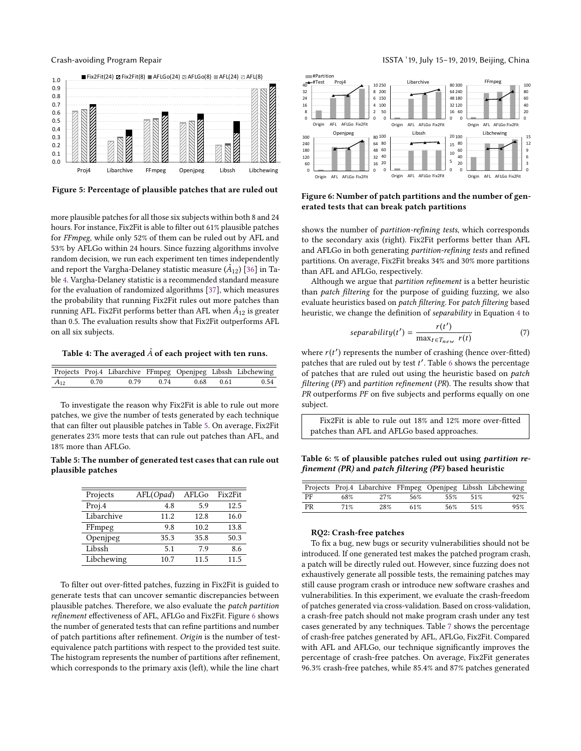Figure 5: Percentage of plausible patches that are ruled out

more plausible patches for all those six subjects within both 8 and 24 hours. For instance, Fix2Fit is able to filter out 61% plausible patches for *FFmpeg*, while only 52% of them can be ruled out by AFL and 53% by AFLGo within 24 hours. Since fuzzing algorithms involve random decision, we run each experiment ten times independently and report the Vargha-Delaney statistic measure ($\hat{A}_{12}$) [36] in Table 4. Vargha-Delaney statistic is a recommended standard measure for the evaluation of randomized algorithms [37], which measures the probability that running Fix2Fit rules out more patches than running AFL. Fix2Fit performs better than AFL when $\hat{A}_{12}$ is greater than 0.5. The evaluation results show that Fix2Fit outperforms AFL on all six subjects.

**Table 4: The averaged $\hat{A}$ of each project with ten runs.**

| Projects | Proj.4 | Libarchive | FFmpeg | Openjpeg | Libssh | Libchewing |
|---|---|---|---|---|---|---|
| $\hat{A}_{12}$ | 0.70 | 0.79 | 0.74 | 0.68 | 0.61 | 0.54 |

To investigate the reason why Fix2Fit is able to rule out more patches, we give the number of tests generated by each technique that can filter out plausible patches in Table 5. On average, Fix2Fit generates 23% more tests that can rule out patches than AFL, and 18% more than AFLGo.

**Table 5: The number of generated test cases that can rule out plausible patches**

| Projects | AFL(*Opad*) | AFLGo | Fix2Fit |
|---|---|---|---|
| Proj.4 | 4.8 | 5.9 | 12.5 |
| Libarchive | 11.2 | 12.8 | 16.0 |
| FFmpeg | 9.8 | 10.2 | 13.8 |
| Openjpeg | 35.3 | 35.8 | 50.3 |
| Libssh | 5.1 | 7.9 | 8.6 |
| Libchewing | 10.7 | 11.5 | 11.5 |

To filter out over-fitted patches, fuzzing in Fix2Fit is guided to generate tests that can uncover semantic discrepancies between plausible patches. Therefore, we also evaluate the *patch partition refinement* effectiveness of AFL, AFLGo and Fix2Fit. Figure 6 shows the number of generated tests that can refine partitions and number of patch partitions after refinement. *Origin* is the number of test-equivalence patch partitions with respect to the provided test suite. The histogram represents the number of partitions after refinement, which corresponds to the primary axis (left), while the line chart

Figure 6: Number of patch partitions and the number of generated tests that can break patch partitions

shows the number of *partition-refining tests*, which corresponds to the secondary axis (right). Fix2Fit performs better than AFL and AFLGo in both generating *partition-refining tests* and refined partitions. On average, Fix2Fit breaks 34% and 30% more partitions than AFL and AFLGo, respectively.

Although we argue that *partition refinement* is a better heuristic than *patch filtering* for the purpose of guiding fuzzing, we also evaluate heuristics based on *patch filtering*. For *patch filtering* based heuristic, we change the definition of *separability* in Equation 4 to

$$separability(t') = \frac{r(t')}{\max_{t \in T_{new}} r(t)} \tag{7}$$

where $r(t')$ represents the number of crashing (hence over-fitted) patches that are ruled out by test $t'$. Table 6 shows the percentage of patches that are ruled out using the heuristic based on *patch filtering* (*PF*) and *partition refinement* (*PR*). The results show that *PR* outperforms *PF* on five subjects and performs equally on one subject.

> Fix2Fit is able to rule out 18% and 12% more over-fitted patches than AFL and AFLGo based approaches.

**Table 6: % of plausible patches ruled out using *partition refinement (PR)* and *patch filtering (PF)* based heuristic**

| Projects | Proj.4 | Libarchive | FFmpeg | Openjpeg | Libssh | Libchewing |
|---|---|---|---|---|---|---|
| PF | 68% | 27% | 56% | 55% | 51% | 92% |
| PR | 71% | 28% | 61% | 56% | 51% | 95% |

#### RQ2: Crash-free patches

To fix a bug, new bugs or security vulnerabilities should not be introduced. If one generated test makes the patched program crash, a patch will be directly ruled out. However, since fuzzing does not exhaustively generate all possible tests, the remaining patches may still cause program crash or introduce new software crashes and vulnerabilities. In this experiment, we evaluate the crash-freedom of patches generated via cross-validation. Based on cross-validation, a crash-free patch should not make program crash under any test cases generated by any techniques. Table 7 shows the percentage of crash-free patches generated by AFL, AFLGo, Fix2Fit. Compared with AFL and AFLGo, our technique significantly improves the percentage of crash-free patches. On average, Fix2Fit generates 96.3% crash-free patches, while 85.4% and 87% patches generated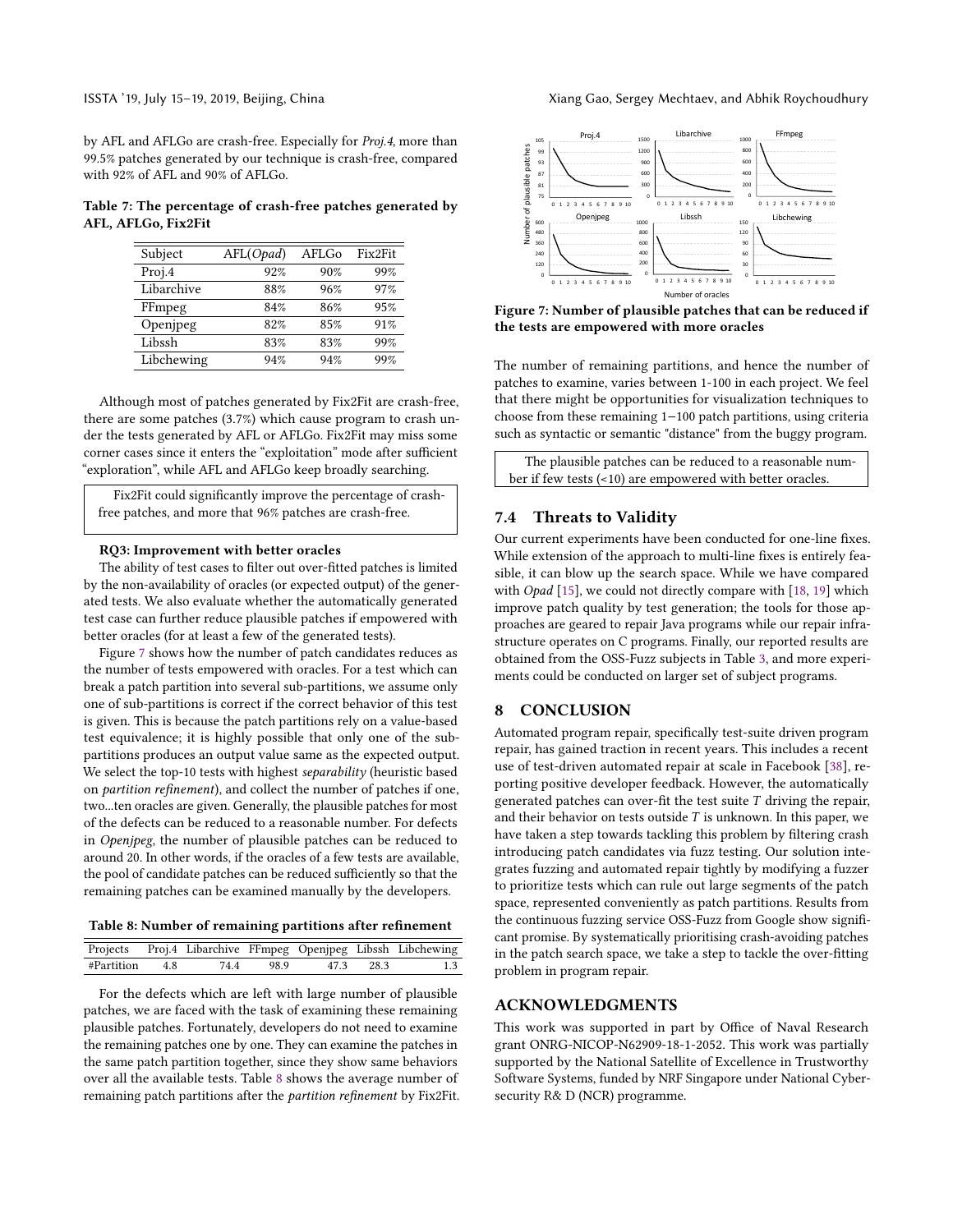by AFL and AFLGo are crash-free. Especially for *Proj.4*, more than 99.5% patches generated by our technique is crash-free, compared with 92% of AFL and 90% of AFLGo.

**Table 7: The percentage of crash-free patches generated by AFL, AFLGo, Fix2Fit**

| Subject | AFL(*Opad*) | AFLGo | Fix2Fit |
|---|---|---|---|
| Proj.4 | 92% | 90% | 99% |
| Libarchive | 88% | 96% | 97% |
| FFmpeg | 84% | 86% | 95% |
| Openjpeg | 82% | 85% | 91% |
| Libssh | 83% | 83% | 99% |
| Libchewing | 94% | 94% | 99% |

Although most of patches generated by Fix2Fit are crash-free, there are some patches (3.7%) which cause program to crash under the tests generated by AFL or AFLGo. Fix2Fit may miss some corner cases since it enters the "exploitation" mode after sufficient "exploration", while AFL and AFLGo keep broadly searching.

> Fix2Fit could significantly improve the percentage of crash-free patches, and more that 96% patches are crash-free.

**RQ3: Improvement with better oracles**

The ability of test cases to filter out over-fitted patches is limited by the non-availability of oracles (or expected output) of the generated tests. We also evaluate whether the automatically generated test case can further reduce plausible patches if empowered with better oracles (for at least a few of the generated tests).

Figure 7 shows how the number of patch candidates reduces as the number of tests empowered with oracles. For a test which can break a patch partition into several sub-partitions, we assume only one of sub-partitions is correct if the correct behavior of this test is given. This is because the patch partitions rely on a value-based test equivalence; it is highly possible that only one of the sub-partitions produces an output value same as the expected output. We select the top-10 tests with highest *separability* (heuristic based on *partition refinement*), and collect the number of patches if one, two...ten oracles are given. Generally, the plausible patches for most of the defects can be reduced to a reasonable number. For defects in *Openjpeg*, the number of plausible patches can be reduced to around 20. In other words, if the oracles of a few tests are available, the pool of candidate patches can be reduced sufficiently so that the remaining patches can be examined manually by the developers.

**Table 8: Number of remaining partitions after refinement**

| Projects | Proj.4 | Libarchive | FFmpeg | Openjpeg | Libssh | Libchewing |
|---|---|---|---|---|---|---|
| #Partition | 4.8 | 74.4 | 98.9 | 47.3 | 28.3 | 1.3 |

For the defects which are left with large number of plausible patches, we are faced with the task of examining these remaining plausible patches. Fortunately, developers do not need to examine the remaining patches one by one. They can examine the patches in the same patch partition together, since they show same behaviors over all the available tests. Table 8 shows the average number of remaining patch partitions after the *partition refinement* by Fix2Fit.

**Figure 7: Number of plausible patches that can be reduced if the tests are empowered with more oracles**

The number of remaining partitions, and hence the number of patches to examine, varies between 1-100 in each project. We feel that there might be opportunities for visualization techniques to choose from these remaining 1−100 patch partitions, using criteria such as syntactic or semantic "distance" from the buggy program.

> The plausible patches can be reduced to a reasonable number if few tests (<10) are empowered with better oracles.

## 7.4 Threats to Validity

Our current experiments have been conducted for one-line fixes. While extension of the approach to multi-line fixes is entirely feasible, it can blow up the search space. While we have compared with *Opad* [15], we could not directly compare with [18, 19] which improve patch quality by test generation; the tools for those approaches are geared to repair Java programs while our repair infrastructure operates on C programs. Finally, our reported results are obtained from the OSS-Fuzz subjects in Table 3, and more experiments could be conducted on larger set of subject programs.

# 8 CONCLUSION

Automated program repair, specifically test-suite driven program repair, has gained traction in recent years. This includes a recent use of test-driven automated repair at scale in Facebook [38], reporting positive developer feedback. However, the automatically generated patches can over-fit the test suite $T$ driving the repair, and their behavior on tests outside $T$ is unknown. In this paper, we have taken a step towards tackling this problem by filtering crash introducing patch candidates via fuzz testing. Our solution integrates fuzzing and automated repair tightly by modifying a fuzzer to prioritize tests which can rule out large segments of the patch space, represented conveniently as patch partitions. Results from the continuous fuzzing service OSS-Fuzz from Google show significant promise. By systematically prioritising crash-avoiding patches in the patch search space, we take a step to tackle the over-fitting problem in program repair.

# ACKNOWLEDGMENTS

This work was supported in part by Office of Naval Research grant ONRG-NICOP-N62909-18-1-2052. This work was partially supported by the National Satellite of Excellence in Trustworthy Software Systems, funded by NRF Singapore under National Cybersecurity R& D (NCR) programme.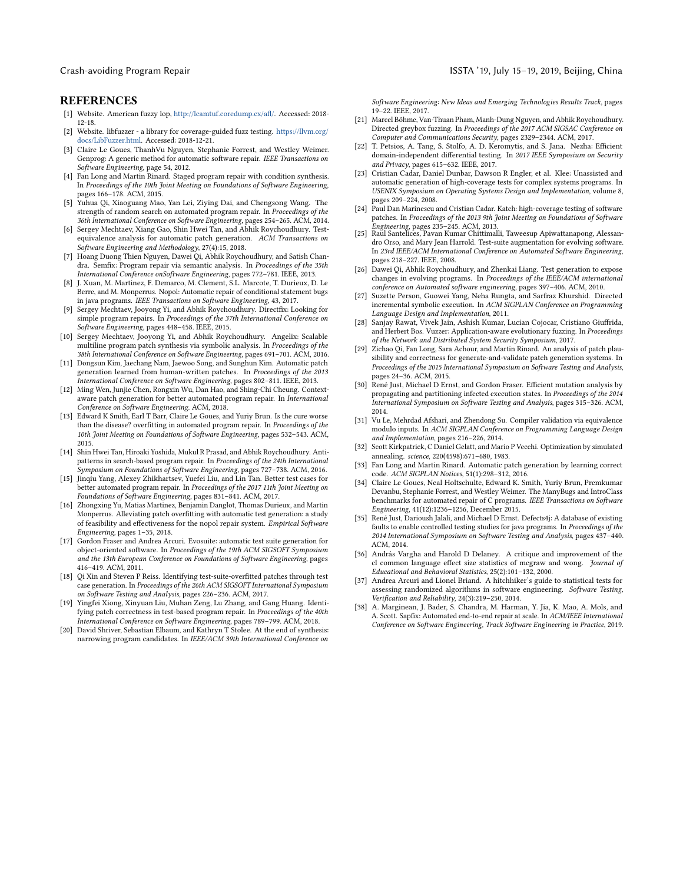## REFERENCES

[1] Website. American fuzzy lop, http://lcamtuf.coredump.cx/afl/. Accessed: 2018-12-18.

[2] Website. libfuzzer - a library for coverage-guided fuzz testing. https://llvm.org/docs/LibFuzzer.html. Accessed: 2018-12-21.

[3] Claire Le Goues, ThanhVu Nguyen, Stephanie Forrest, and Westley Weimer. Genprog: A generic method for automatic software repair. *IEEE Transactions on Software Engineering*, page 54, 2012.

[4] Fan Long and Martin Rinard. Staged program repair with condition synthesis. In *Proceedings of the 10th Joint Meeting on Foundations of Software Engineering*, pages 166–178. ACM, 2015.

[5] Yuhua Qi, Xiaoguang Mao, Yan Lei, Ziying Dai, and Chengsong Wang. The strength of random search on automated program repair. In *Proceedings of the 36th International Conference on Software Engineering*, pages 254–265. ACM, 2014.

[6] Sergey Mechtaev, Xiang Gao, Shin Hwei Tan, and Abhik Roychoudhury. Test-equivalence analysis for automatic patch generation. *ACM Transactions on Software Engineering and Methodology*, 27(4):15, 2018.

[7] Hoang Duong Thien Nguyen, Dawei Qi, Abhik Roychoudhury, and Satish Chandra. Semfix: Program repair via semantic analysis. In *Proceedings of the 35th International Conference onSoftware Engineering*, pages 772–781. IEEE, 2013.

[8] J. Xuan, M. Martinez, F. Demarco, M. Clement, S.L. Marcote, T. Durieux, D. Le Berre, and M. Monperrus. Nopol: Automatic repair of conditional statement bugs in java programs. *IEEE Transactions on Software Engineering*, 43, 2017.

[9] Sergey Mechtaev, Jooyong Yi, and Abhik Roychoudhury. Directfix: Looking for simple program repairs. In *Proceedings of the 37th International Conference on Software Engineering*, pages 448–458. IEEE, 2015.

[10] Sergey Mechtaev, Jooyong Yi, and Abhik Roychoudhury. Angelix: Scalable multiline program patch synthesis via symbolic analysis. In *Proceedings of the 38th International Conference on Software Engineering*, pages 691–701. ACM, 2016.

[11] Dongsun Kim, Jaechang Nam, Jaewoo Song, and Sunghun Kim. Automatic patch generation learned from human-written patches. In *Proceedings of the 2013 International Conference on Software Engineering*, pages 802–811. IEEE, 2013.

[12] Ming Wen, Junjie Chen, Rongxin Wu, Dan Hao, and Shing-Chi Cheung. Context-aware patch generation for better automated program repair. In *International Conference on Software Engineering*. ACM, 2018.

[13] Edward K Smith, Earl T Barr, Claire Le Goues, and Yuriy Brun. Is the cure worse than the disease? overfitting in automated program repair. In *Proceedings of the 10th Joint Meeting on Foundations of Software Engineering*, pages 532–543. ACM, 2015.

[14] Shin Hwei Tan, Hiroaki Yoshida, Mukul R Prasad, and Abhik Roychoudhury. Anti-patterns in search-based program repair. In *Proceedings of the 24th International Symposium on Foundations of Software Engineering*, pages 727–738. ACM, 2016.

[15] Jinqiu Yang, Alexey Zhikhartsev, Yuefei Liu, and Lin Tan. Better test cases for better automated program repair. In *Proceedings of the 2017 11th Joint Meeting on Foundations of Software Engineering*, pages 831–841. ACM, 2017.

[16] Zhongxing Yu, Matias Martinez, Benjamin Danglot, Thomas Durieux, and Martin Monperrus. Alleviating patch overfitting with automatic test generation: a study of feasibility and effectiveness for the nopol repair system. *Empirical Software Engineering*, pages 1–35, 2018.

[17] Gordon Fraser and Andrea Arcuri. Evosuite: automatic test suite generation for object-oriented software. In *Proceedings of the 19th ACM SIGSOFT Symposium and the 13th European Conference on Foundations of Software Engineering*, pages 416–419. ACM, 2011.

[18] Qi Xin and Steven P Reiss. Identifying test-suite-overfitted patches through test case generation. In *Proceedings of the 26th ACM SIGSOFT International Symposium on Software Testing and Analysis*, pages 226–236. ACM, 2017.

[19] Yingfei Xiong, Xinyuan Liu, Muhan Zeng, Lu Zhang, and Gang Huang. Identifying patch correctness in test-based program repair. In *Proceedings of the 40th International Conference on Software Engineering*, pages 789–799. ACM, 2018.

[20] David Shriver, Sebastian Elbaum, and Kathryn T Stolee. At the end of synthesis: narrowing program candidates. In *IEEE/ACM 39th International Conference on Software Engineering: New Ideas and Emerging Technologies Results Track*, pages 19–22. IEEE, 2017.

[21] Marcel Böhme, Van-Thuan Pham, Manh-Dung Nguyen, and Abhik Roychoudhury. Directed greybox fuzzing. In *Proceedings of the 2017 ACM SIGSAC Conference on Computer and Communications Security*, pages 2329–2344. ACM, 2017.

[22] T. Petsios, A. Tang, S. Stolfo, A. D. Keromytis, and S. Jana. Nezha: Efficient domain-independent differential testing. In *2017 IEEE Symposium on Security and Privacy*, pages 615–632. IEEE, 2017.

[23] Cristian Cadar, Daniel Dunbar, Dawson R Engler, et al. Klee: Unassisted and automatic generation of high-coverage tests for complex systems programs. In *USENIX Symposium on Operating Systems Design and Implementation*, volume 8, pages 209–224, 2008.

[24] Paul Dan Marinescu and Cristian Cadar. Katch: high-coverage testing of software patches. In *Proceedings of the 2013 9th Joint Meeting on Foundations of Software Engineering*, pages 235–245. ACM, 2013.

[25] Raul Santelices, Pavan Kumar Chittimalli, Taweesup Apiwattanapong, Alessandro Orso, and Mary Jean Harrold. Test-suite augmentation for evolving software. In *23rd IEEE/ACM International Conference on Automated Software Engineering*, pages 218–227. IEEE, 2008.

[26] Dawei Qi, Abhik Roychoudhury, and Zhenkai Liang. Test generation to expose changes in evolving programs. In *Proceedings of the IEEE/ACM international conference on Automated software engineering*, pages 397–406. ACM, 2010.

[27] Suzette Person, Guowei Yang, Neha Rungta, and Sarfraz Khurshid. Directed incremental symbolic execution. In *ACM SIGPLAN Conference on Programming Language Design and Implementation*, 2011.

[28] Sanjay Rawat, Vivek Jain, Ashish Kumar, Lucian Cojocar, Cristiano Giuffrida, and Herbert Bos. Vuzzer: Application-aware evolutionary fuzzing. In *Proceedings of the Network and Distributed System Security Symposium*, 2017.

[29] Zichao Qi, Fan Long, Sara Achour, and Martin Rinard. An analysis of patch plausibility and correctness for generate-and-validate patch generation systems. In *Proceedings of the 2015 International Symposium on Software Testing and Analysis*, pages 24–36. ACM, 2015.

[30] René Just, Michael D Ernst, and Gordon Fraser. Efficient mutation analysis by propagating and partitioning infected execution states. In *Proceedings of the 2014 International Symposium on Software Testing and Analysis*, pages 315–326. ACM, 2014.

[31] Vu Le, Mehrdad Afshari, and Zhendong Su. Compiler validation via equivalence modulo inputs. In *ACM SIGPLAN Conference on Programming Language Design and Implementation*, pages 216–226, 2014.

[32] Scott Kirkpatrick, C Daniel Gelatt, and Mario P Vecchi. Optimization by simulated annealing. *science*, 220(4598):671–680, 1983.

[33] Fan Long and Martin Rinard. Automatic patch generation by learning correct code. *ACM SIGPLAN Notices*, 51(1):298–312, 2016.

[34] Claire Le Goues, Neal Holtschulte, Edward K. Smith, Yuriy Brun, Premkumar Devanbu, Stephanie Forrest, and Westley Weimer. The ManyBugs and IntroClass benchmarks for automated repair of C programs. *IEEE Transactions on Software Engineering*, 41(12):1236–1256, December 2015.

[35] René Just, Darioush Jalali, and Michael D Ernst. Defects4j: A database of existing faults to enable controlled testing studies for java programs. In *Proceedings of the 2014 International Symposium on Software Testing and Analysis*, pages 437–440. ACM, 2014.

[36] András Vargha and Harold D Delaney. A critique and improvement of the cl common language effect size statistics of mcgraw and wong. *Journal of Educational and Behavioral Statistics*, 25(2):101–132, 2000.

[37] Andrea Arcuri and Lionel Briand. A hitchhiker's guide to statistical tests for assessing randomized algorithms in software engineering. *Software Testing, Verification and Reliability*, 24(3):219–250, 2014.

[38] A. Marginean, J. Bader, S. Chandra, M. Harman, Y. Jia, K. Mao, A. Mols, and A. Scott. Sapfix: Automated end-to-end repair at scale. In *ACM/IEEE International Conference on Software Engineering, Track Software Engineering in Practice*, 2019.